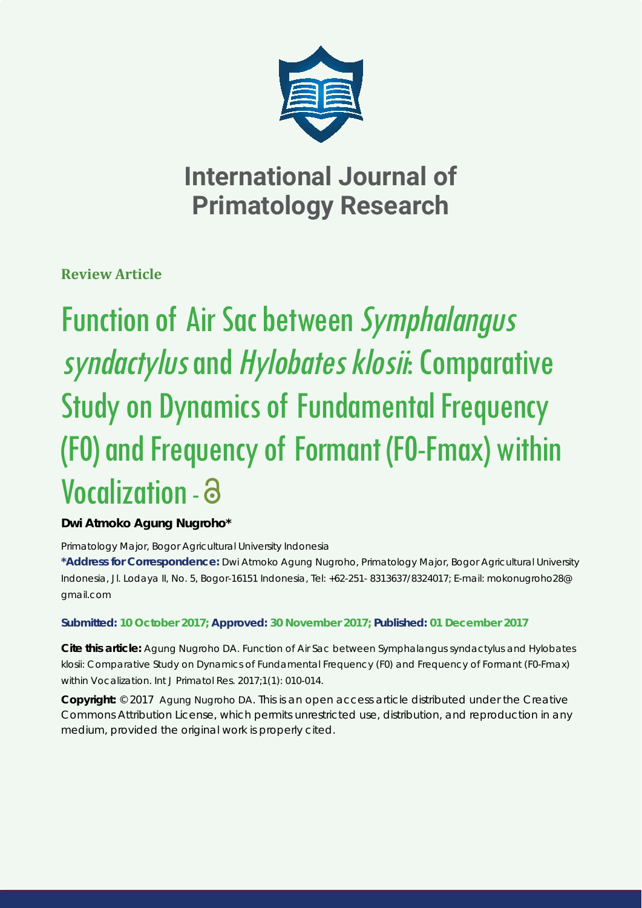# International Journal of Primatology Research

**Review Article**

# Function of Air Sac between *Symphalangus syndactylus* and *Hylobates klosii*: Comparative Study on Dynamics of Fundamental Frequency (F0) and Frequency of Formant (F0-Fmax) within Vocalization

**Dwi Atmoko Agung Nugroho***

Primatology Major, Bogor Agricultural University Indonesia

**\*Address for Correspondence:** Dwi Atmoko Agung Nugroho, Primatology Major, Bogor Agricultural University Indonesia, Jl. Lodaya II, No. 5, Bogor-16151 Indonesia, Tel: +62-251- 8313637/8324017; E-mail: mokonugroho28@gmail.com

**Submitted: 10 October 2017; Approved: 30 November 2017; Published: 01 December 2017**

**Cite this article:** Agung Nugroho DA. Function of Air Sac between Symphalangus syndactylus and Hylobates klosii: Comparative Study on Dynamics of Fundamental Frequency (F0) and Frequency of Formant (F0-Fmax) within Vocalization. Int J Primatol Res. 2017;1(1): 010-014.

**Copyright:** © 2017 Agung Nugroho DA. This is an open access article distributed under the Creative Commons Attribution License, which permits unrestricted use, distribution, and reproduction in any medium, provided the original work is properly cited.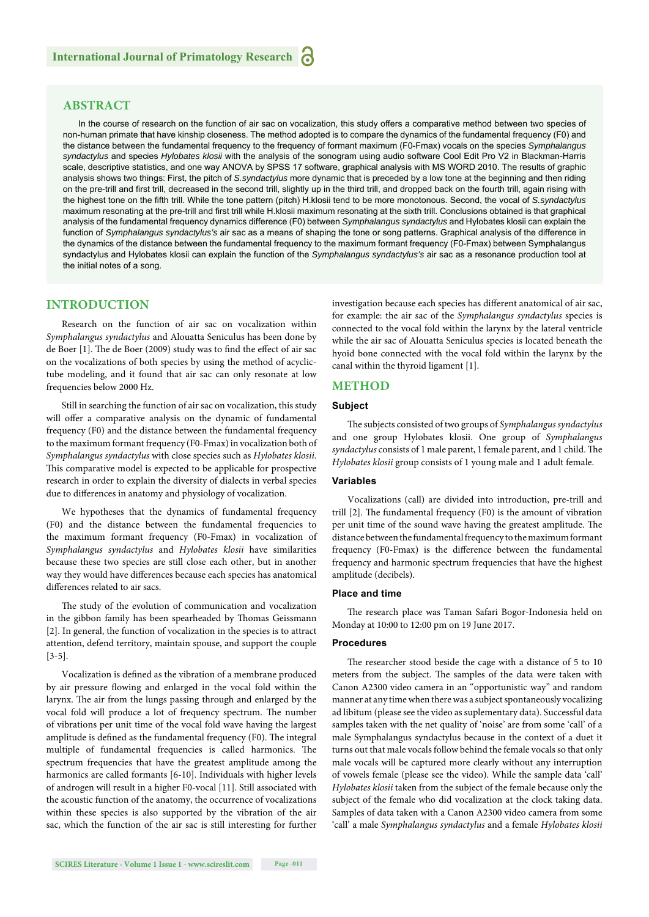## ABSTRACT

In the course of research on the function of air sac on vocalization, this study offers a comparative method between two species of non-human primate that have kinship closeness. The method adopted is to compare the dynamics of the fundamental frequency (F0) and the distance between the fundamental frequency to the frequency of formant maximum (F0-Fmax) vocals on the species *Symphalangus syndactylus* and species *Hylobates klosii* with the analysis of the sonogram using audio software Cool Edit Pro V2 in Blackman-Harris scale, descriptive statistics, and one way ANOVA by SPSS 17 software, graphical analysis with MS WORD 2010. The results of graphic analysis shows two things: First, the pitch of *S.syndactylus* more dynamic that is preceded by a low tone at the beginning and then riding on the pre-trill and first trill, decreased in the second trill, slightly up in the third trill, and dropped back on the fourth trill, again rising with the highest tone on the fifth trill. While the tone pattern (pitch) H.klosii tend to be more monotonous. Second, the vocal of *S.syndactylus* maximum resonating at the pre-trill and first trill while H.klosii maximum resonating at the sixth trill. Conclusions obtained is that graphical analysis of the fundamental frequency dynamics difference (F0) between *Symphalangus syndactylus* and Hylobates klosii can explain the function of *Symphalangus syndactylus's* air sac as a means of shaping the tone or song patterns. Graphical analysis of the difference in the dynamics of the distance between the fundamental frequency to the maximum formant frequency (F0-Fmax) between Symphalangus syndactylus and Hylobates klosii can explain the function of the *Symphalangus syndactylus's* air sac as a resonance production tool at the initial notes of a song.

## INTRODUCTION

Research on the function of air sac on vocalization within *Symphalangus syndactylus* and Alouatta Seniculus has been done by de Boer [1]. The de Boer (2009) study was to find the effect of air sac on the vocalizations of both species by using the method of acyclic-tube modeling, and it found that air sac can only resonate at low frequencies below 2000 Hz.

Still in searching the function of air sac on vocalization, this study will offer a comparative analysis on the dynamic of fundamental frequency (F0) and the distance between the fundamental frequency to the maximum formant frequency (F0-Fmax) in vocalization both of *Symphalangus syndactylus* with close species such as *Hylobates klosii*. This comparative model is expected to be applicable for prospective research in order to explain the diversity of dialects in verbal species due to differences in anatomy and physiology of vocalization.

We hypotheses that the dynamics of fundamental frequency (F0) and the distance between the fundamental frequencies to the maximum formant frequency (F0-Fmax) in vocalization of *Symphalangus syndactylus* and *Hylobates klosii* have similarities because these two species are still close each other, but in another way they would have differences because each species has anatomical differences related to air sacs.

The study of the evolution of communication and vocalization in the gibbon family has been spearheaded by Thomas Geissmann [2]. In general, the function of vocalization in the species is to attract attention, defend territory, maintain spouse, and support the couple [3-5].

Vocalization is defined as the vibration of a membrane produced by air pressure flowing and enlarged in the vocal fold within the larynx. The air from the lungs passing through and enlarged by the vocal fold will produce a lot of frequency spectrum. The number of vibrations per unit time of the vocal fold wave having the largest amplitude is defined as the fundamental frequency (F0). The integral multiple of fundamental frequencies is called harmonics. The spectrum frequencies that have the greatest amplitude among the harmonics are called formants [6-10]. Individuals with higher levels of androgen will result in a higher F0-vocal [11]. Still associated with the acoustic function of the anatomy, the occurrence of vocalizations within these species is also supported by the vibration of the air sac, which the function of the air sac is still interesting for further investigation because each species has different anatomical of air sac, for example: the air sac of the *Symphalangus syndactylus* species is connected to the vocal fold within the larynx by the lateral ventricle while the air sac of Alouatta Seniculus species is located beneath the hyoid bone connected with the vocal fold within the larynx by the canal within the thyroid ligament [1].

## METHOD

### Subject

The subjects consisted of two groups of *Symphalangus syndactylus* and one group Hylobates klosii. One group of *Symphalangus syndactylus* consists of 1 male parent, 1 female parent, and 1 child. The *Hylobates klosii* group consists of 1 young male and 1 adult female.

### Variables

Vocalizations (call) are divided into introduction, pre-trill and trill [2]. The fundamental frequency (F0) is the amount of vibration per unit time of the sound wave having the greatest amplitude. The distance between the fundamental frequency to the maximum formant frequency (F0-Fmax) is the difference between the fundamental frequency and harmonic spectrum frequencies that have the highest amplitude (decibels).

### Place and time

The research place was Taman Safari Bogor-Indonesia held on Monday at 10:00 to 12:00 pm on 19 June 2017.

### Procedures

The researcher stood beside the cage with a distance of 5 to 10 meters from the subject. The samples of the data were taken with Canon A2300 video camera in an "opportunistic way" and random manner at any time when there was a subject spontaneously vocalizing ad libitum (please see the video as suplementary data). Successful data samples taken with the net quality of 'noise' are from some 'call' of a male Symphalangus syndactylus because in the context of a duet it turns out that male vocals follow behind the female vocals so that only male vocals will be captured more clearly without any interruption of vowels female (please see the video). While the sample data 'call' *Hylobates klosii* taken from the subject of the female because only the subject of the female who did vocalization at the clock taking data. Samples of data taken with a Canon A2300 video camera from some 'call' a male *Symphalangus syndactylus* and a female *Hylobates klosii*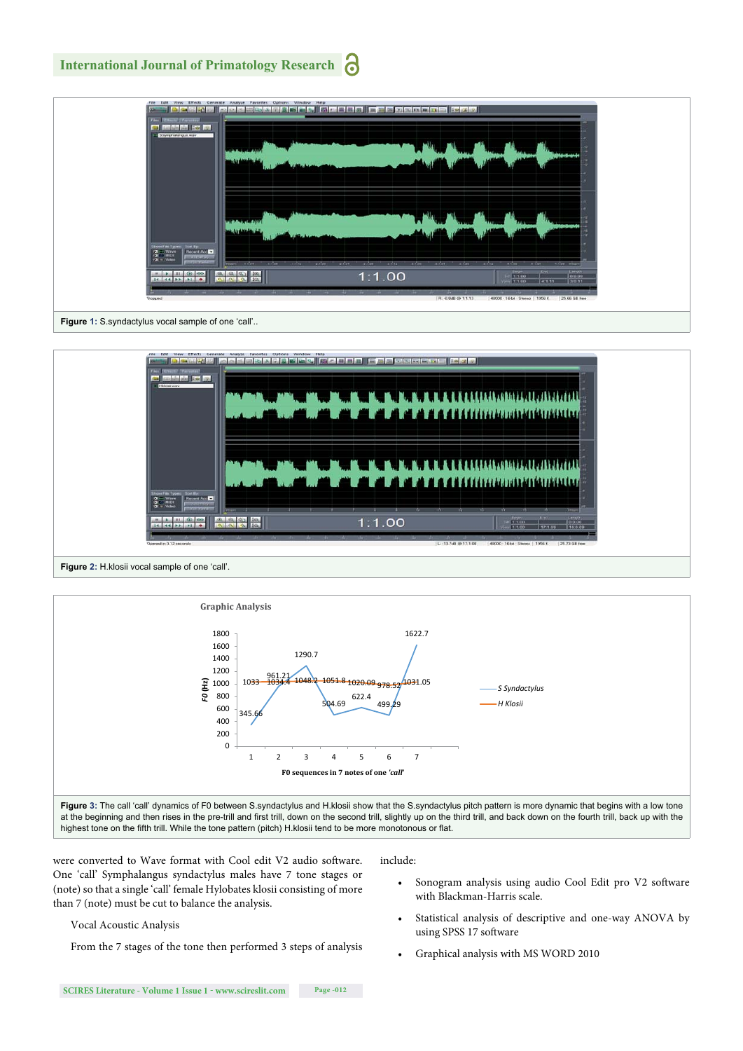Figure 1: S.syndactylus vocal sample of one 'call'..

Figure 2: H.klosii vocal sample of one 'call'.

Figure 3: The call 'call' dynamics of F0 between S.syndactylus and H.klosii show that the S.syndactylus pitch pattern is more dynamic that begins with a low tone at the beginning and then rises in the pre-trill and first trill, down on the second trill, slightly up on the third trill, and back down on the fourth trill, back up with the highest tone on the fifth trill. While the tone pattern (pitch) H.klosii tend to be more monotonous or flat.

were converted to Wave format with Cool edit V2 audio software. One 'call' Symphalangus syndactylus males have 7 tone stages or (note) so that a single 'call' female Hylobates klosii consisting of more than 7 (note) must be cut to balance the analysis.

Vocal Acoustic Analysis

From the 7 stages of the tone then performed 3 steps of analysis include:

- Sonogram analysis using audio Cool Edit pro V2 software with Blackman-Harris scale.
- Statistical analysis of descriptive and one-way ANOVA by using SPSS 17 software
- Graphical analysis with MS WORD 2010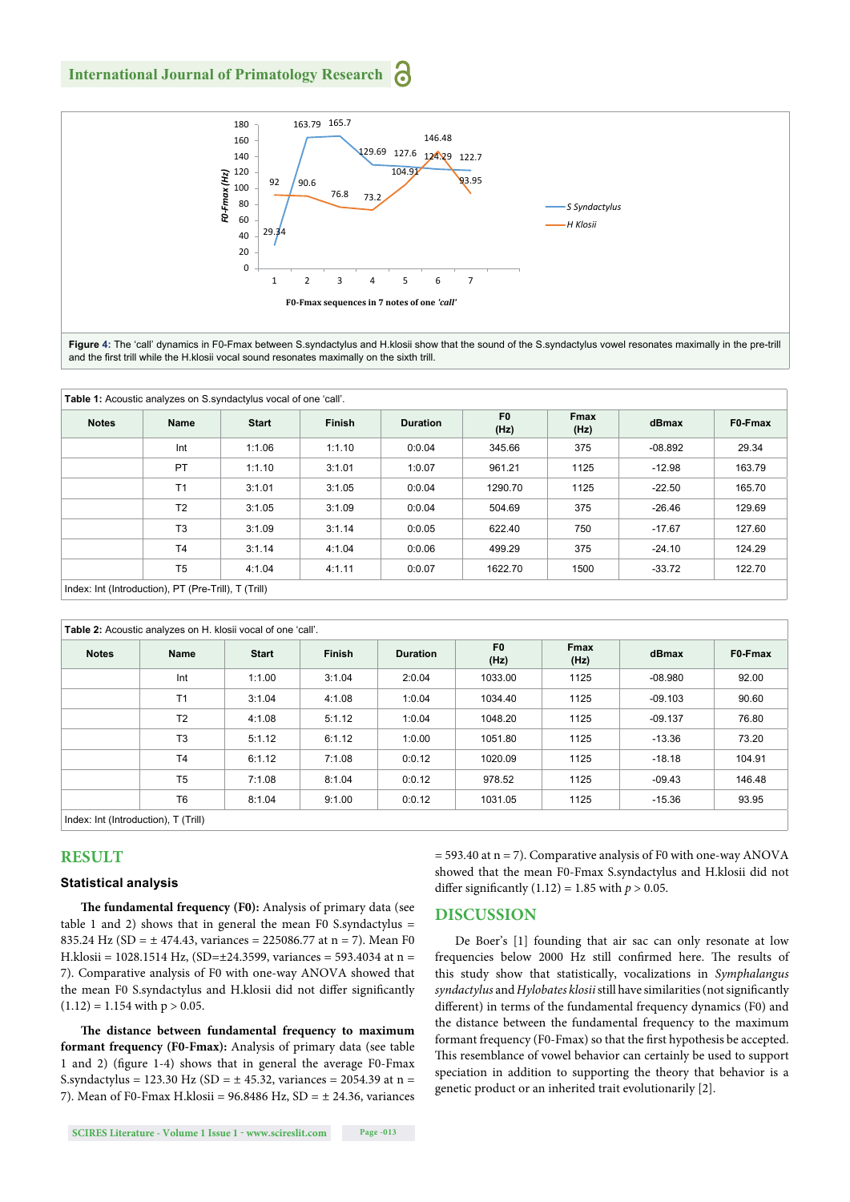Figure 4: The 'call' dynamics in F0-Fmax between S.syndactylus and H.klosii show that the sound of the S.syndactylus vowel resonates maximally in the pre-trill and the first trill while the H.klosii vocal sound resonates maximally on the sixth trill.

**Table 1:** Acoustic analyzes on S.syndactylus vocal of one 'call'.

| Notes | Name | Start | Finish | Duration | F0 (Hz) | Fmax (Hz) | dBmax | F0-Fmax |
|---|---|---|---|---|---|---|---|---|
| | Int | 1:1.06 | 1:1.10 | 0:0.04 | 345.66 | 375 | -08.892 | 29.34 |
| | PT | 1:1.10 | 3:1.01 | 1:0.07 | 961.21 | 1125 | -12.98 | 163.79 |
| | T1 | 3:1.01 | 3:1.05 | 0:0.04 | 1290.70 | 1125 | -22.50 | 165.70 |
| | T2 | 3:1.05 | 3:1.09 | 0:0.04 | 504.69 | 375 | -26.46 | 129.69 |
| | T3 | 3:1.09 | 3:1.14 | 0:0.05 | 622.40 | 750 | -17.67 | 127.60 |
| | T4 | 3:1.14 | 4:1.04 | 0:0.06 | 499.29 | 375 | -24.10 | 124.29 |
| | T5 | 4:1.04 | 4:1.11 | 0:0.07 | 1622.70 | 1500 | -33.72 | 122.70 |

Index: Int (Introduction), PT (Pre-Trill), T (Trill)

**Table 2:** Acoustic analyzes on H. klosii vocal of one 'call'.

| Notes | Name | Start | Finish | Duration | F0 (Hz) | Fmax (Hz) | dBmax | F0-Fmax |
|---|---|---|---|---|---|---|---|---|
| | Int | 1:1.00 | 3:1.04 | 2:0.04 | 1033.00 | 1125 | -08.980 | 92.00 |
| | T1 | 3:1.04 | 4:1.08 | 1:0.04 | 1034.40 | 1125 | -09.103 | 90.60 |
| | T2 | 4:1.08 | 5:1.12 | 1:0.04 | 1048.20 | 1125 | -09.137 | 76.80 |
| | T3 | 5:1.12 | 6:1.12 | 1:0.00 | 1051.80 | 1125 | -13.36 | 73.20 |
| | T4 | 6:1.12 | 7:1.08 | 0:0.12 | 1020.09 | 1125 | -18.18 | 104.91 |
| | T5 | 7:1.08 | 8:1.04 | 0:0.12 | 978.52 | 1125 | -09.43 | 146.48 |
| | T6 | 8:1.04 | 9:1.00 | 0:0.12 | 1031.05 | 1125 | -15.36 | 93.95 |

Index: Int (Introduction), T (Trill)

## RESULT

### Statistical analysis

**The fundamental frequency (F0):** Analysis of primary data (see table 1 and 2) shows that in general the mean F0 S.syndactylus = 835.24 Hz (SD = ± 474.43, variances = 225086.77 at n = 7). Mean F0 H.klosii = 1028.1514 Hz, (SD=±24.3599, variances = 593.4034 at n = 7). Comparative analysis of F0 with one-way ANOVA showed that the mean F0 S.syndactylus and H.klosii did not differ significantly (1.12) = 1.154 with $p > 0.05$.

**The distance between fundamental frequency to maximum formant frequency (F0-Fmax):** Analysis of primary data (see table 1 and 2) (figure 1-4) shows that in general the average F0-Fmax S.syndactylus = 123.30 Hz (SD = ± 45.32, variances = 2054.39 at n = 7). Mean of F0-Fmax H.klosii = 96.8486 Hz, SD = ± 24.36, variances = 593.40 at n = 7). Comparative analysis of F0 with one-way ANOVA showed that the mean F0-Fmax S.syndactylus and H.klosii did not differ significantly (1.12) = 1.85 with $p > 0.05$.

## DISCUSSION

De Boer's [1] founding that air sac can only resonate at low frequencies below 2000 Hz still confirmed here. The results of this study show that statistically, vocalizations in *Symphalangus syndactylus* and *Hylobates klosii* still have similarities (not significantly different) in terms of the fundamental frequency dynamics (F0) and the distance between the fundamental frequency to the maximum formant frequency (F0-Fmax) so that the first hypothesis be accepted. This resemblance of vowel behavior can certainly be used to support speciation in addition to supporting the theory that behavior is a genetic product or an inherited trait evolutionarily [2].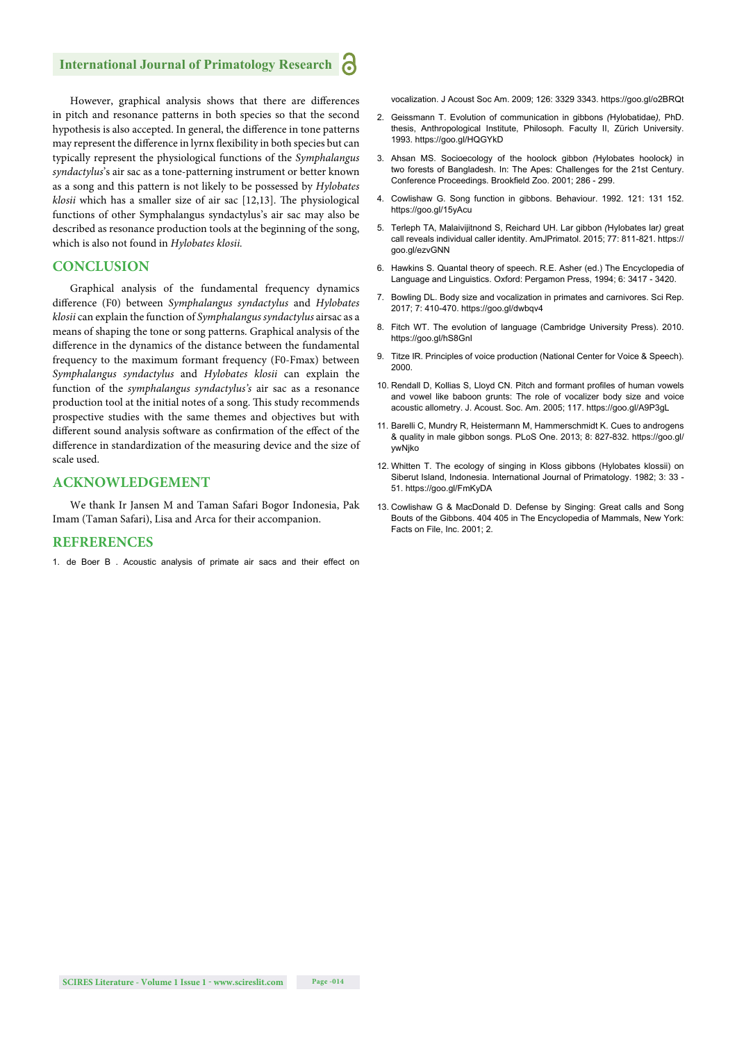However, graphical analysis shows that there are differences in pitch and resonance patterns in both species so that the second hypothesis is also accepted. In general, the difference in tone patterns may represent the difference in lyrnx flexibility in both species but can typically represent the physiological functions of the *Symphalangus syndactylus*'s air sac as a tone-patterning instrument or better known as a song and this pattern is not likely to be possessed by *Hylobates klosii* which has a smaller size of air sac [12,13]. The physiological functions of other Symphalangus syndactylus's air sac may also be described as resonance production tools at the beginning of the song, which is also not found in *Hylobates klosii.*

## CONCLUSION

Graphical analysis of the fundamental frequency dynamics difference (F0) between *Symphalangus syndactylus* and *Hylobates klosii* can explain the function of *Symphalangus syndactylus* airsac as a means of shaping the tone or song patterns. Graphical analysis of the difference in the dynamics of the distance between the fundamental frequency to the maximum formant frequency (F0-Fmax) between *Symphalangus syndactylus* and *Hylobates klosii* can explain the function of the *symphalangus syndactylus's* air sac as a resonance production tool at the initial notes of a song. This study recommends prospective studies with the same themes and objectives but with different sound analysis software as confirmation of the effect of the difference in standardization of the measuring device and the size of scale used.

## ACKNOWLEDGEMENT

We thank Ir Jansen M and Taman Safari Bogor Indonesia, Pak Imam (Taman Safari), Lisa and Arca for their accompanion.

## REFRERENCES

1. de Boer B . Acoustic analysis of primate air sacs and their effect on vocalization. J Acoust Soc Am. 2009; 126: 3329 3343. https://goo.gl/o2BRQt
2. Geissmann T. Evolution of communication in gibbons *(*Hylobatidae*)*, PhD. thesis, Anthropological Institute, Philosoph. Faculty II, Zürich University. 1993. https://goo.gl/HQGYkD
3. Ahsan MS. Socioecology of the hoolock gibbon *(*Hylobates hoolock*)* in two forests of Bangladesh. In: The Apes: Challenges for the 21st Century. Conference Proceedings. Brookfield Zoo. 2001; 286 - 299.
4. Cowlishaw G. Song function in gibbons. Behaviour. 1992. 121: 131 152. https://goo.gl/15yAcu
5. Terleph TA, Malaivijitnond S, Reichard UH. Lar gibbon *(*Hylobates lar*)* great call reveals individual caller identity. AmJPrimatol. 2015; 77: 811-821. https://goo.gl/ezvGNN
6. Hawkins S. Quantal theory of speech. R.E. Asher (ed.) The Encyclopedia of Language and Linguistics. Oxford: Pergamon Press, 1994; 6: 3417 - 3420.
7. Bowling DL. Body size and vocalization in primates and carnivores. Sci Rep. 2017; 7: 410-470. https://goo.gl/dwbqv4
8. Fitch WT. The evolution of language (Cambridge University Press). 2010. https://goo.gl/hS8GnI
9. Titze IR. Principles of voice production (National Center for Voice & Speech). 2000.
10. Rendall D, Kollias S, Lloyd CN. Pitch and formant profiles of human vowels and vowel like baboon grunts: The role of vocalizer body size and voice acoustic allometry. J. Acoust. Soc. Am. 2005; 117. https://goo.gl/A9P3gL
11. Barelli C, Mundry R, Heistermann M, Hammerschmidt K. Cues to androgens & quality in male gibbon songs. PLoS One. 2013; 8: 827-832. https://goo.gl/ywNjko
12. Whitten T. The ecology of singing in Kloss gibbons (Hylobates klossii) on Siberut Island, Indonesia. International Journal of Primatology. 1982; 3: 33 - 51. https://goo.gl/FmKyDA
13. Cowlishaw G & MacDonald D. Defense by Singing: Great calls and Song Bouts of the Gibbons. 404 405 in The Encyclopedia of Mammals, New York: Facts on File, Inc. 2001; 2.